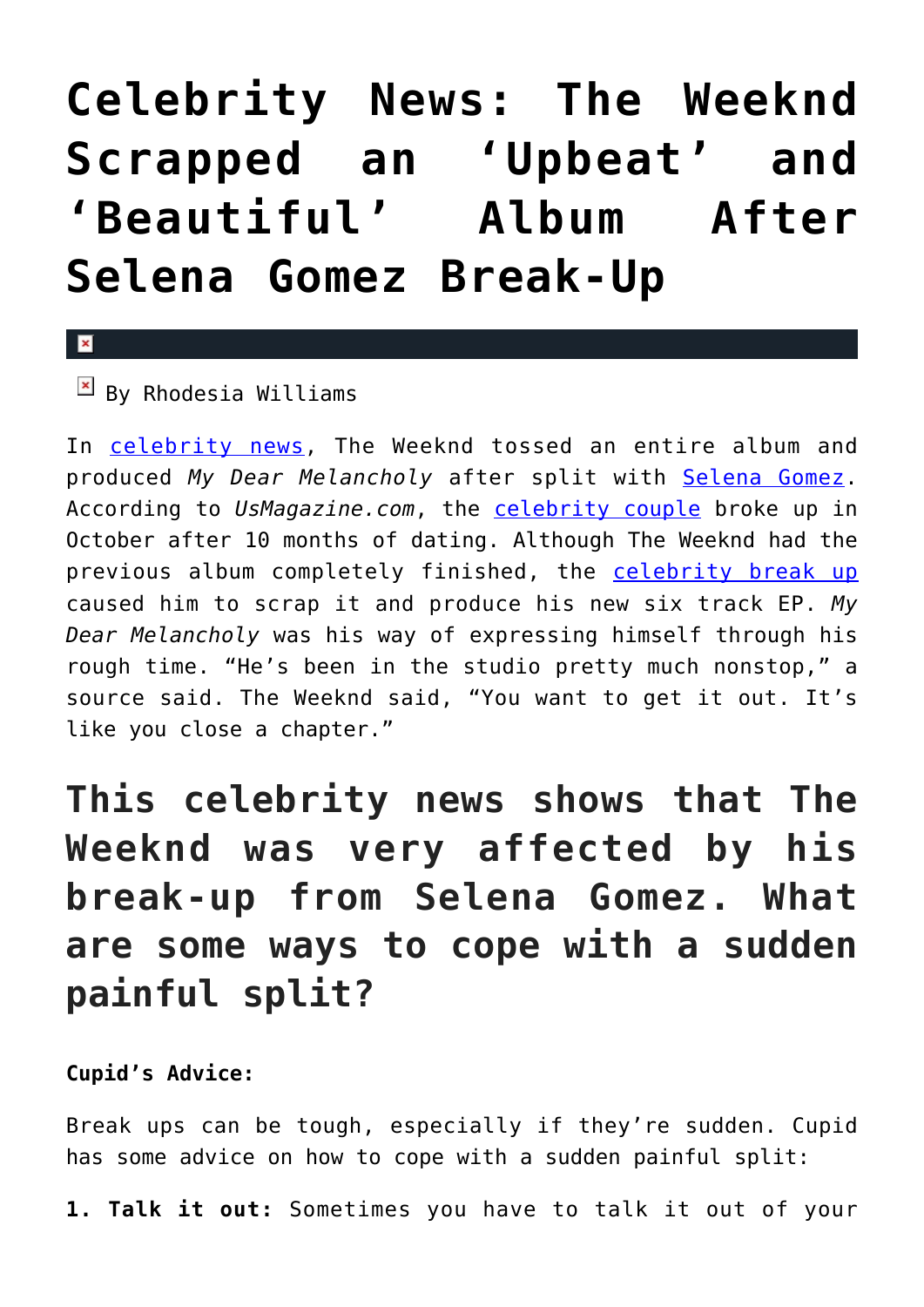# Celebrity News: The Weeknd Scrapped an 'Upbeat' and 'Beautiful' Album After Selena Gomez Break-Up

By Rhodesia Williams

In celebrity news, The Weeknd tossed an entire album and produced *My Dear Melancholy* after split with Selena Gomez. According to *UsMagazine.com*, the celebrity couple broke up in October after 10 months of dating. Although The Weeknd had the previous album completely finished, the celebrity break up caused him to scrap it and produce his new six track EP. *My Dear Melancholy* was his way of expressing himself through his rough time. "He's been in the studio pretty much nonstop," a source said. The Weeknd said, "You want to get it out. It's like you close a chapter."

## This celebrity news shows that The Weeknd was very affected by his break-up from Selena Gomez. What are some ways to cope with a sudden painful split?

**Cupid's Advice:**

Break ups can be tough, especially if they're sudden. Cupid has some advice on how to cope with a sudden painful split:

**1. Talk it out:** Sometimes you have to talk it out of your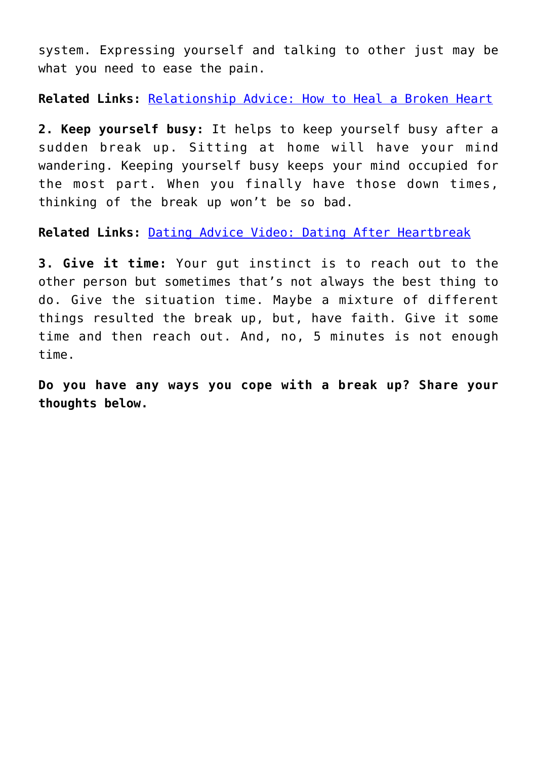system. Expressing yourself and talking to other just may be what you need to ease the pain.

**Related Links:** Relationship Advice: How to Heal a Broken Heart

**2. Keep yourself busy:** It helps to keep yourself busy after a sudden break up. Sitting at home will have your mind wandering. Keeping yourself busy keeps your mind occupied for the most part. When you finally have those down times, thinking of the break up won't be so bad.

**Related Links:** Dating Advice Video: Dating After Heartbreak

**3. Give it time:** Your gut instinct is to reach out to the other person but sometimes that's not always the best thing to do. Give the situation time. Maybe a mixture of different things resulted the break up, but, have faith. Give it some time and then reach out. And, no, 5 minutes is not enough time.

**Do you have any ways you cope with a break up? Share your thoughts below.**